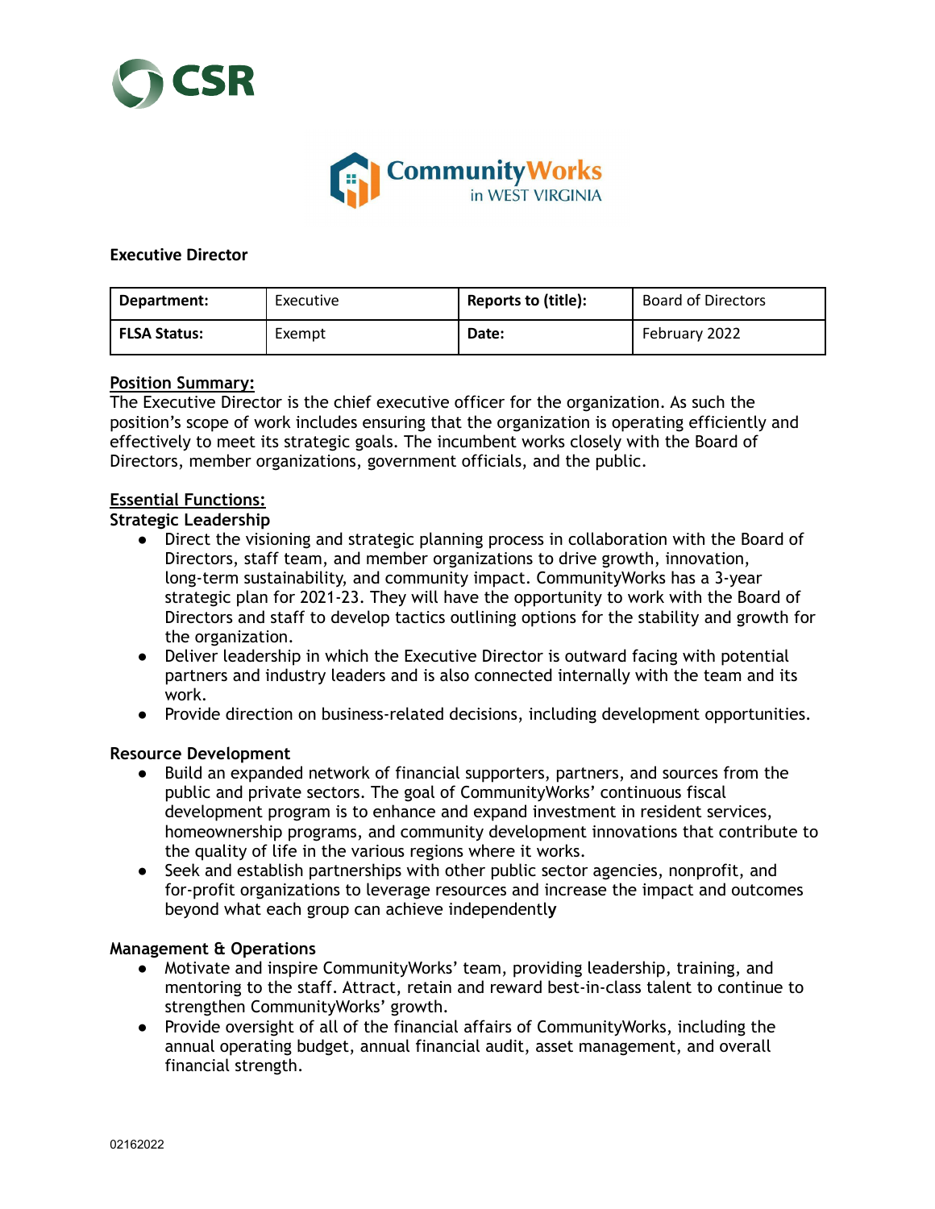CSR

CommunityWorks in WEST VIRGINIA

**Executive Director**

| **Department:** | Executive | **Reports to (title):** | Board of Directors |
|---|---|---|---|
| **FLSA Status:** | Exempt | **Date:** | February 2022 |

**Position Summary:**

The Executive Director is the chief executive officer for the organization. As such the position's scope of work includes ensuring that the organization is operating efficiently and effectively to meet its strategic goals. The incumbent works closely with the Board of Directors, member organizations, government officials, and the public.

**Essential Functions:**

**Strategic Leadership**

- Direct the visioning and strategic planning process in collaboration with the Board of Directors, staff team, and member organizations to drive growth, innovation, long-term sustainability, and community impact. CommunityWorks has a 3-year strategic plan for 2021-23. They will have the opportunity to work with the Board of Directors and staff to develop tactics outlining options for the stability and growth for the organization.
- Deliver leadership in which the Executive Director is outward facing with potential partners and industry leaders and is also connected internally with the team and its work.
- Provide direction on business-related decisions, including development opportunities.

**Resource Development**

- Build an expanded network of financial supporters, partners, and sources from the public and private sectors. The goal of CommunityWorks' continuous fiscal development program is to enhance and expand investment in resident services, homeownership programs, and community development innovations that contribute to the quality of life in the various regions where it works.
- Seek and establish partnerships with other public sector agencies, nonprofit, and for-profit organizations to leverage resources and increase the impact and outcomes beyond what each group can achieve independently

**Management & Operations**

- Motivate and inspire CommunityWorks' team, providing leadership, training, and mentoring to the staff. Attract, retain and reward best-in-class talent to continue to strengthen CommunityWorks' growth.
- Provide oversight of all of the financial affairs of CommunityWorks, including the annual operating budget, annual financial audit, asset management, and overall financial strength.

02162022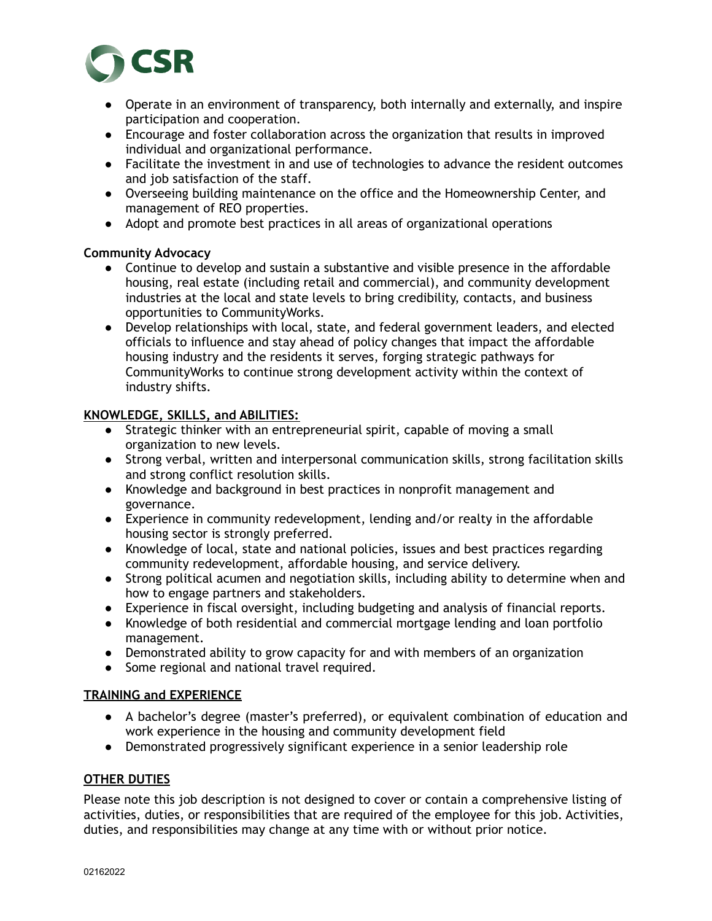- Operate in an environment of transparency, both internally and externally, and inspire participation and cooperation.
- Encourage and foster collaboration across the organization that results in improved individual and organizational performance.
- Facilitate the investment in and use of technologies to advance the resident outcomes and job satisfaction of the staff.
- Overseeing building maintenance on the office and the Homeownership Center, and management of REO properties.
- Adopt and promote best practices in all areas of organizational operations

**Community Advocacy**

- Continue to develop and sustain a substantive and visible presence in the affordable housing, real estate (including retail and commercial), and community development industries at the local and state levels to bring credibility, contacts, and business opportunities to CommunityWorks.
- Develop relationships with local, state, and federal government leaders, and elected officials to influence and stay ahead of policy changes that impact the affordable housing industry and the residents it serves, forging strategic pathways for CommunityWorks to continue strong development activity within the context of industry shifts.

**KNOWLEDGE, SKILLS, and ABILITIES:**

- Strategic thinker with an entrepreneurial spirit, capable of moving a small organization to new levels.
- Strong verbal, written and interpersonal communication skills, strong facilitation skills and strong conflict resolution skills.
- Knowledge and background in best practices in nonprofit management and governance.
- Experience in community redevelopment, lending and/or realty in the affordable housing sector is strongly preferred.
- Knowledge of local, state and national policies, issues and best practices regarding community redevelopment, affordable housing, and service delivery.
- Strong political acumen and negotiation skills, including ability to determine when and how to engage partners and stakeholders.
- Experience in fiscal oversight, including budgeting and analysis of financial reports.
- Knowledge of both residential and commercial mortgage lending and loan portfolio management.
- Demonstrated ability to grow capacity for and with members of an organization
- Some regional and national travel required.

**TRAINING and EXPERIENCE**

- A bachelor's degree (master's preferred), or equivalent combination of education and work experience in the housing and community development field
- Demonstrated progressively significant experience in a senior leadership role

**OTHER DUTIES**

Please note this job description is not designed to cover or contain a comprehensive listing of activities, duties, or responsibilities that are required of the employee for this job. Activities, duties, and responsibilities may change at any time with or without prior notice.

02162022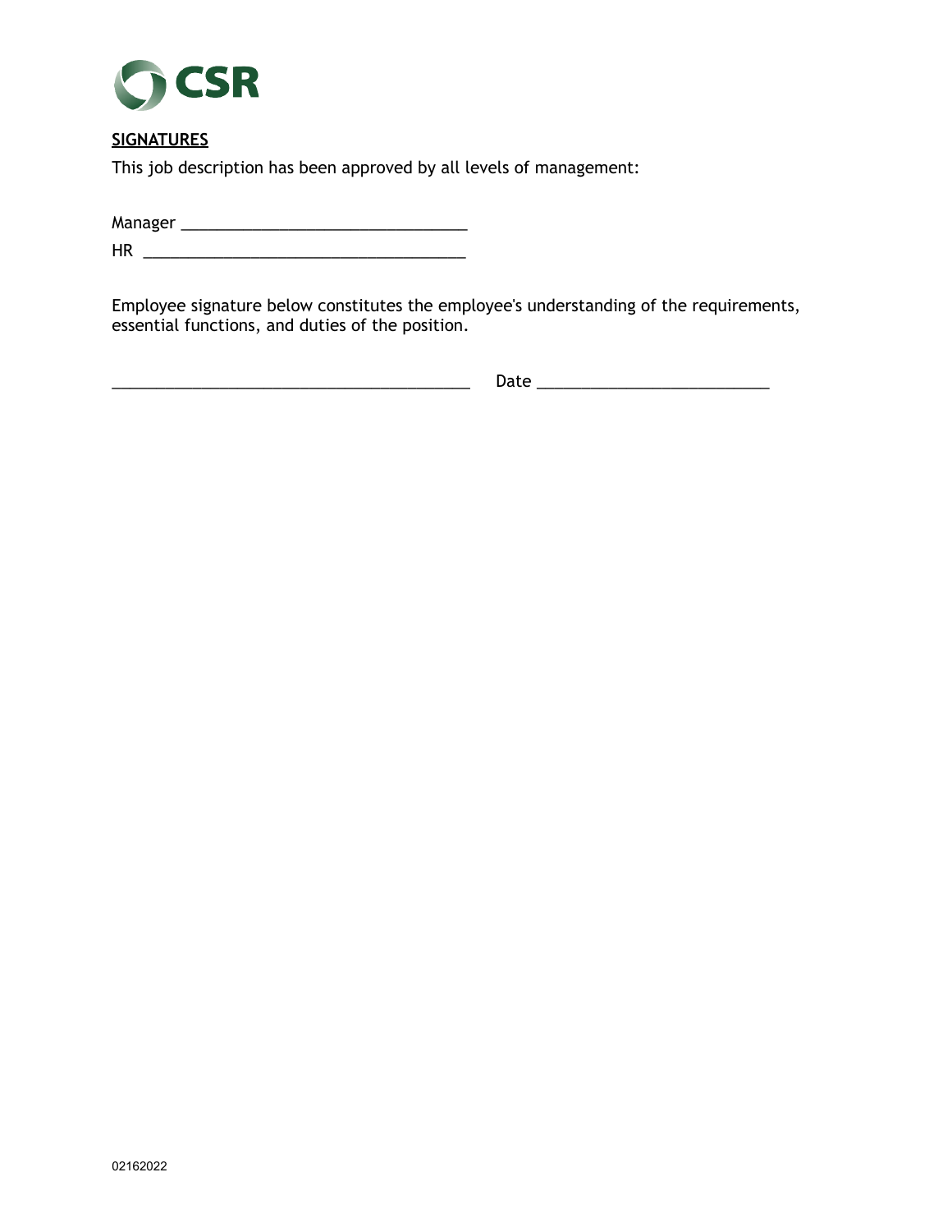CSR

**SIGNATURES**

This job description has been approved by all levels of management:

Manager ________________________________

HR ____________________________________

Employee signature below constitutes the employee's understanding of the requirements, essential functions, and duties of the position.

________________________________________ Date __________________________

02162022